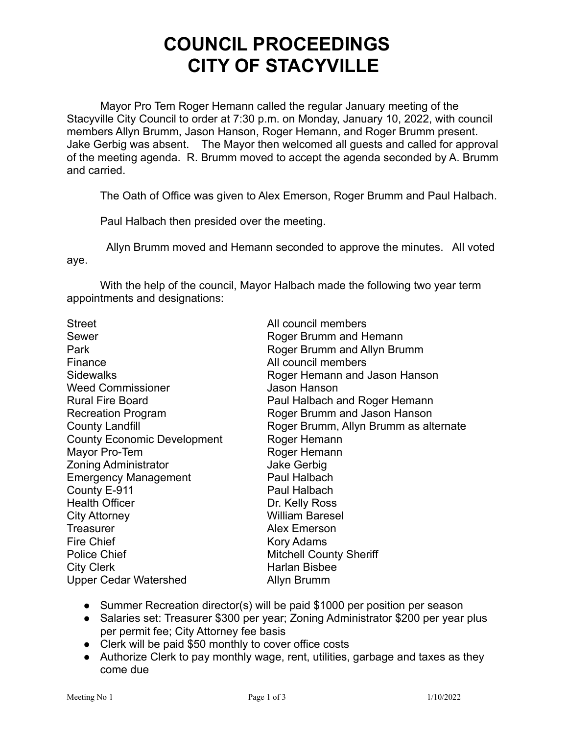# COUNCIL PROCEEDINGS
# CITY OF STACYVILLE

Mayor Pro Tem Roger Hemann called the regular January meeting of the Stacyville City Council to order at 7:30 p.m. on Monday, January 10, 2022, with council members Allyn Brumm, Jason Hanson, Roger Hemann, and Roger Brumm present. Jake Gerbig was absent. The Mayor then welcomed all guests and called for approval of the meeting agenda. R. Brumm moved to accept the agenda seconded by A. Brumm and carried.

The Oath of Office was given to Alex Emerson, Roger Brumm and Paul Halbach.

Paul Halbach then presided over the meeting.

Allyn Brumm moved and Hemann seconded to approve the minutes. All voted aye.

With the help of the council, Mayor Halbach made the following two year term appointments and designations:

| | |
|---|---|
| Street | All council members |
| Sewer | Roger Brumm and Hemann |
| Park | Roger Brumm and Allyn Brumm |
| Finance | All council members |
| Sidewalks | Roger Hemann and Jason Hanson |
| Weed Commissioner | Jason Hanson |
| Rural Fire Board | Paul Halbach and Roger Hemann |
| Recreation Program | Roger Brumm and Jason Hanson |
| County Landfill | Roger Brumm, Allyn Brumm as alternate |
| County Economic Development | Roger Hemann |
| Mayor Pro-Tem | Roger Hemann |
| Zoning Administrator | Jake Gerbig |
| Emergency Management | Paul Halbach |
| County E-911 | Paul Halbach |
| Health Officer | Dr. Kelly Ross |
| City Attorney | William Baresel |
| Treasurer | Alex Emerson |
| Fire Chief | Kory Adams |
| Police Chief | Mitchell County Sheriff |
| City Clerk | Harlan Bisbee |
| Upper Cedar Watershed | Allyn Brumm |

- Summer Recreation director(s) will be paid $1000 per position per season
- Salaries set: Treasurer $300 per year; Zoning Administrator $200 per year plus per permit fee; City Attorney fee basis
- Clerk will be paid $50 monthly to cover office costs
- Authorize Clerk to pay monthly wage, rent, utilities, garbage and taxes as they come due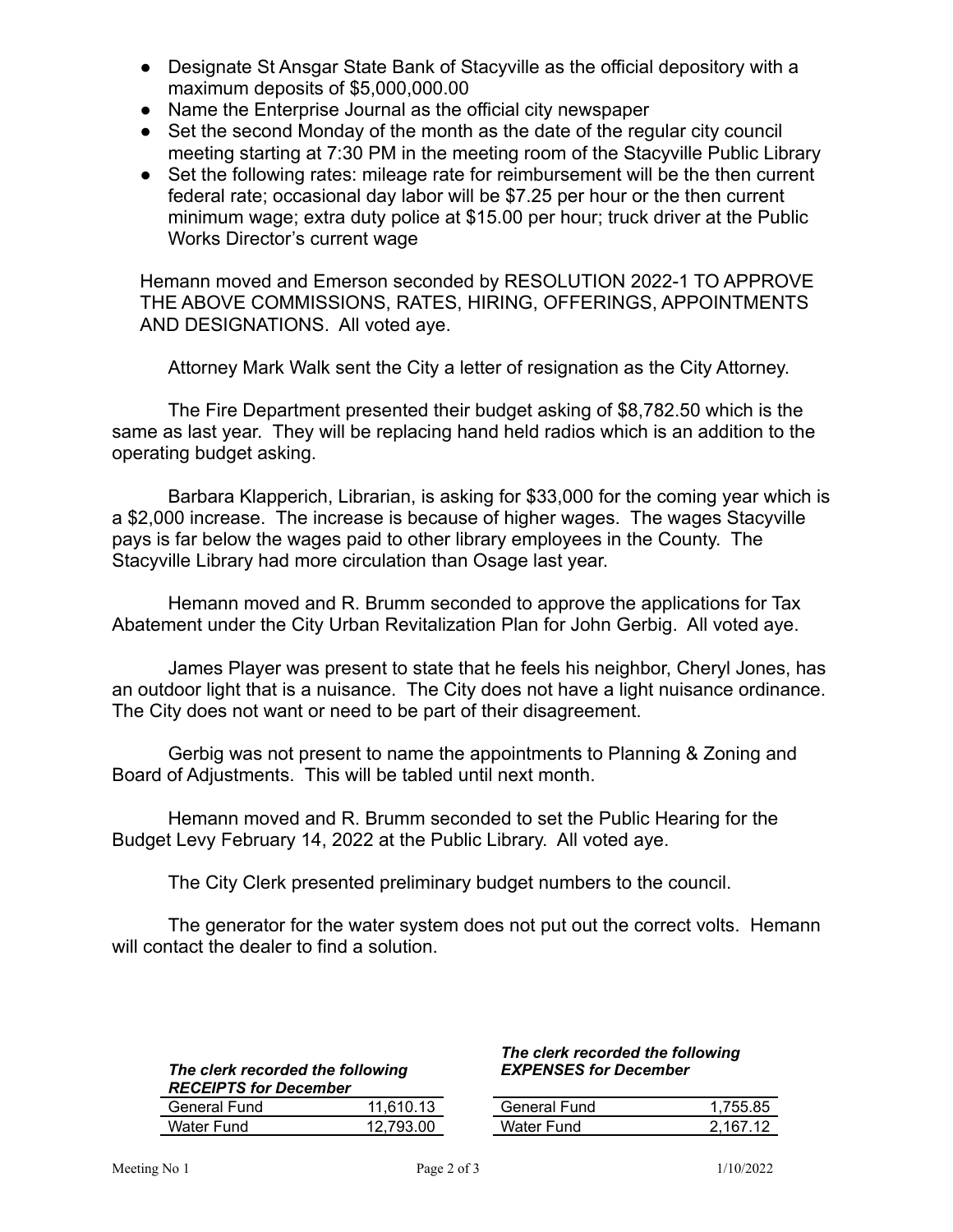- Designate St Ansgar State Bank of Stacyville as the official depository with a maximum deposits of $5,000,000.00
- Name the Enterprise Journal as the official city newspaper
- Set the second Monday of the month as the date of the regular city council meeting starting at 7:30 PM in the meeting room of the Stacyville Public Library
- Set the following rates: mileage rate for reimbursement will be the then current federal rate; occasional day labor will be $7.25 per hour or the then current minimum wage; extra duty police at $15.00 per hour; truck driver at the Public Works Director's current wage

Hemann moved and Emerson seconded by RESOLUTION 2022-1 TO APPROVE THE ABOVE COMMISSIONS, RATES, HIRING, OFFERINGS, APPOINTMENTS AND DESIGNATIONS. All voted aye.

Attorney Mark Walk sent the City a letter of resignation as the City Attorney.

The Fire Department presented their budget asking of $8,782.50 which is the same as last year. They will be replacing hand held radios which is an addition to the operating budget asking.

Barbara Klapperich, Librarian, is asking for $33,000 for the coming year which is a $2,000 increase. The increase is because of higher wages. The wages Stacyville pays is far below the wages paid to other library employees in the County. The Stacyville Library had more circulation than Osage last year.

Hemann moved and R. Brumm seconded to approve the applications for Tax Abatement under the City Urban Revitalization Plan for John Gerbig. All voted aye.

James Player was present to state that he feels his neighbor, Cheryl Jones, has an outdoor light that is a nuisance. The City does not have a light nuisance ordinance. The City does not want or need to be part of their disagreement.

Gerbig was not present to name the appointments to Planning & Zoning and Board of Adjustments. This will be tabled until next month.

Hemann moved and R. Brumm seconded to set the Public Hearing for the Budget Levy February 14, 2022 at the Public Library. All voted aye.

The City Clerk presented preliminary budget numbers to the council.

The generator for the water system does not put out the correct volts. Hemann will contact the dealer to find a solution.

***The clerk recorded the following RECEIPTS for December***

| | |
|---|---|
| General Fund | 11,610.13 |
| Water Fund | 12,793.00 |

***The clerk recorded the following EXPENSES for December***

| | |
|---|---|
| General Fund | 1,755.85 |
| Water Fund | 2,167.12 |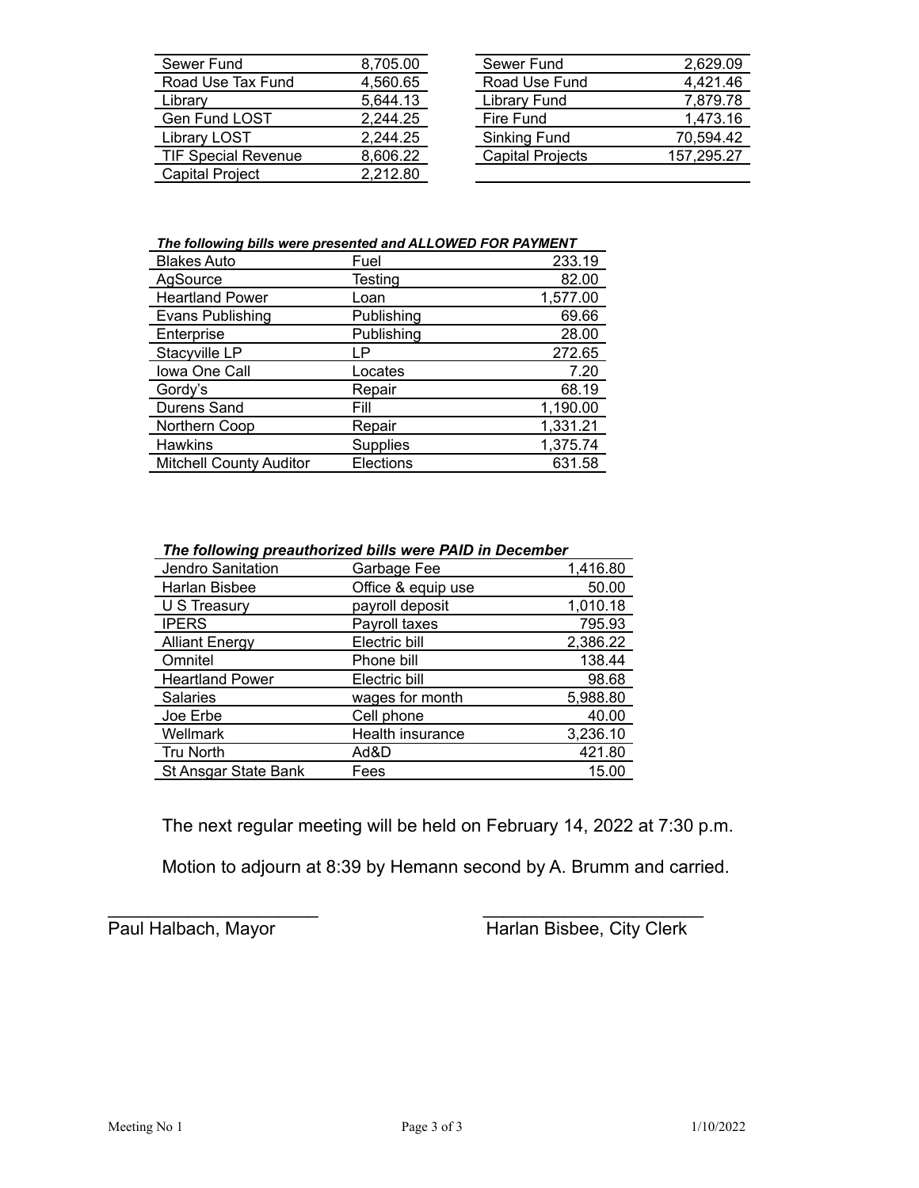| | |
|---|---|
| Sewer Fund | 8,705.00 |
| Road Use Tax Fund | 4,560.65 |
| Library | 5,644.13 |
| Gen Fund LOST | 2,244.25 |
| Library LOST | 2,244.25 |
| TIF Special Revenue | 8,606.22 |
| Capital Project | 2,212.80 |

| | |
|---|---|
| Sewer Fund | 2,629.09 |
| Road Use Fund | 4,421.46 |
| Library Fund | 7,879.78 |
| Fire Fund | 1,473.16 |
| Sinking Fund | 70,594.42 |
| Capital Projects | 157,295.27 |

***The following bills were presented and ALLOWED FOR PAYMENT***

| | | |
|---|---|---|
| Blakes Auto | Fuel | 233.19 |
| AgSource | Testing | 82.00 |
| Heartland Power | Loan | 1,577.00 |
| Evans Publishing | Publishing | 69.66 |
| Enterprise | Publishing | 28.00 |
| Stacyville LP | LP | 272.65 |
| Iowa One Call | Locates | 7.20 |
| Gordy's | Repair | 68.19 |
| Durens Sand | Fill | 1,190.00 |
| Northern Coop | Repair | 1,331.21 |
| Hawkins | Supplies | 1,375.74 |
| Mitchell County Auditor | Elections | 631.58 |

***The following preauthorized bills were PAID in December***

| | | |
|---|---|---|
| Jendro Sanitation | Garbage Fee | 1,416.80 |
| Harlan Bisbee | Office & equip use | 50.00 |
| U S Treasury | payroll deposit | 1,010.18 |
| IPERS | Payroll taxes | 795.93 |
| Alliant Energy | Electric bill | 2,386.22 |
| Omnitel | Phone bill | 138.44 |
| Heartland Power | Electric bill | 98.68 |
| Salaries | wages for month | 5,988.80 |
| Joe Erbe | Cell phone | 40.00 |
| Wellmark | Health insurance | 3,236.10 |
| Tru North | Ad&D | 421.80 |
| St Ansgar State Bank | Fees | 15.00 |

The next regular meeting will be held on February 14, 2022 at 7:30 p.m.

Motion to adjourn at 8:39 by Hemann second by A. Brumm and carried.

_____________________ _____________________

Paul Halbach, Mayor Harlan Bisbee, City Clerk